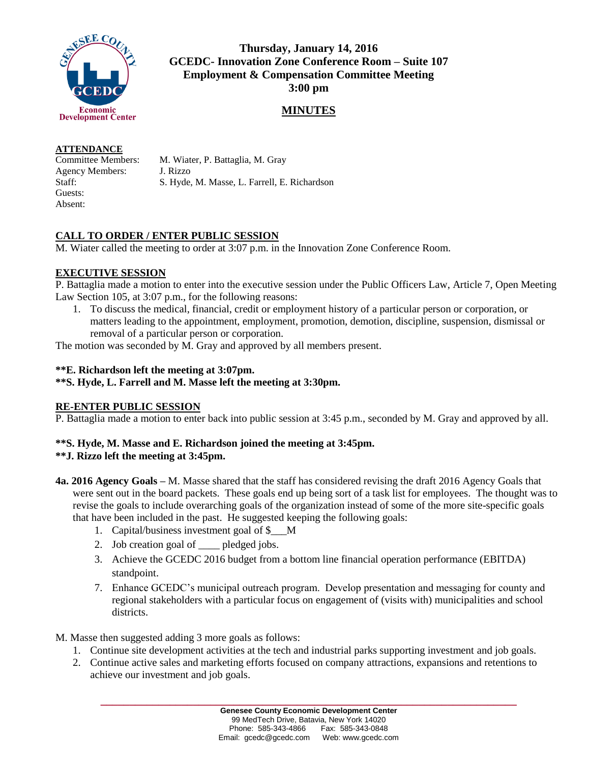**Thursday, January 14, 2016**
**GCEDC- Innovation Zone Conference Room – Suite 107**
**Employment & Compensation Committee Meeting**
**3:00 pm**

## MINUTES

**ATTENDANCE**

Committee Members: M. Wiater, P. Battaglia, M. Gray
Agency Members: J. Rizzo
Staff: S. Hyde, M. Masse, L. Farrell, E. Richardson
Guests:
Absent:

**CALL TO ORDER / ENTER PUBLIC SESSION**

M. Wiater called the meeting to order at 3:07 p.m. in the Innovation Zone Conference Room.

**EXECUTIVE SESSION**

P. Battaglia made a motion to enter into the executive session under the Public Officers Law, Article 7, Open Meeting Law Section 105, at 3:07 p.m., for the following reasons:

1. To discuss the medical, financial, credit or employment history of a particular person or corporation, or matters leading to the appointment, employment, promotion, demotion, discipline, suspension, dismissal or removal of a particular person or corporation.

The motion was seconded by M. Gray and approved by all members present.

**\*\*E. Richardson left the meeting at 3:07pm.**
**\*\*S. Hyde, L. Farrell and M. Masse left the meeting at 3:30pm.**

**RE-ENTER PUBLIC SESSION**

P. Battaglia made a motion to enter back into public session at 3:45 p.m., seconded by M. Gray and approved by all.

**\*\*S. Hyde, M. Masse and E. Richardson joined the meeting at 3:45pm.**
**\*\*J. Rizzo left the meeting at 3:45pm.**

**4a. 2016 Agency Goals –** M. Masse shared that the staff has considered revising the draft 2016 Agency Goals that were sent out in the board packets. These goals end up being sort of a task list for employees. The thought was to revise the goals to include overarching goals of the organization instead of some of the more site-specific goals that have been included in the past. He suggested keeping the following goals:

1. Capital/business investment goal of $___M
2. Job creation goal of ____ pledged jobs.
3. Achieve the GCEDC 2016 budget from a bottom line financial operation performance (EBITDA) standpoint.
7. Enhance GCEDC's municipal outreach program. Develop presentation and messaging for county and regional stakeholders with a particular focus on engagement of (visits with) municipalities and school districts.

M. Masse then suggested adding 3 more goals as follows:

1. Continue site development activities at the tech and industrial parks supporting investment and job goals.
2. Continue active sales and marketing efforts focused on company attractions, expansions and retentions to achieve our investment and job goals.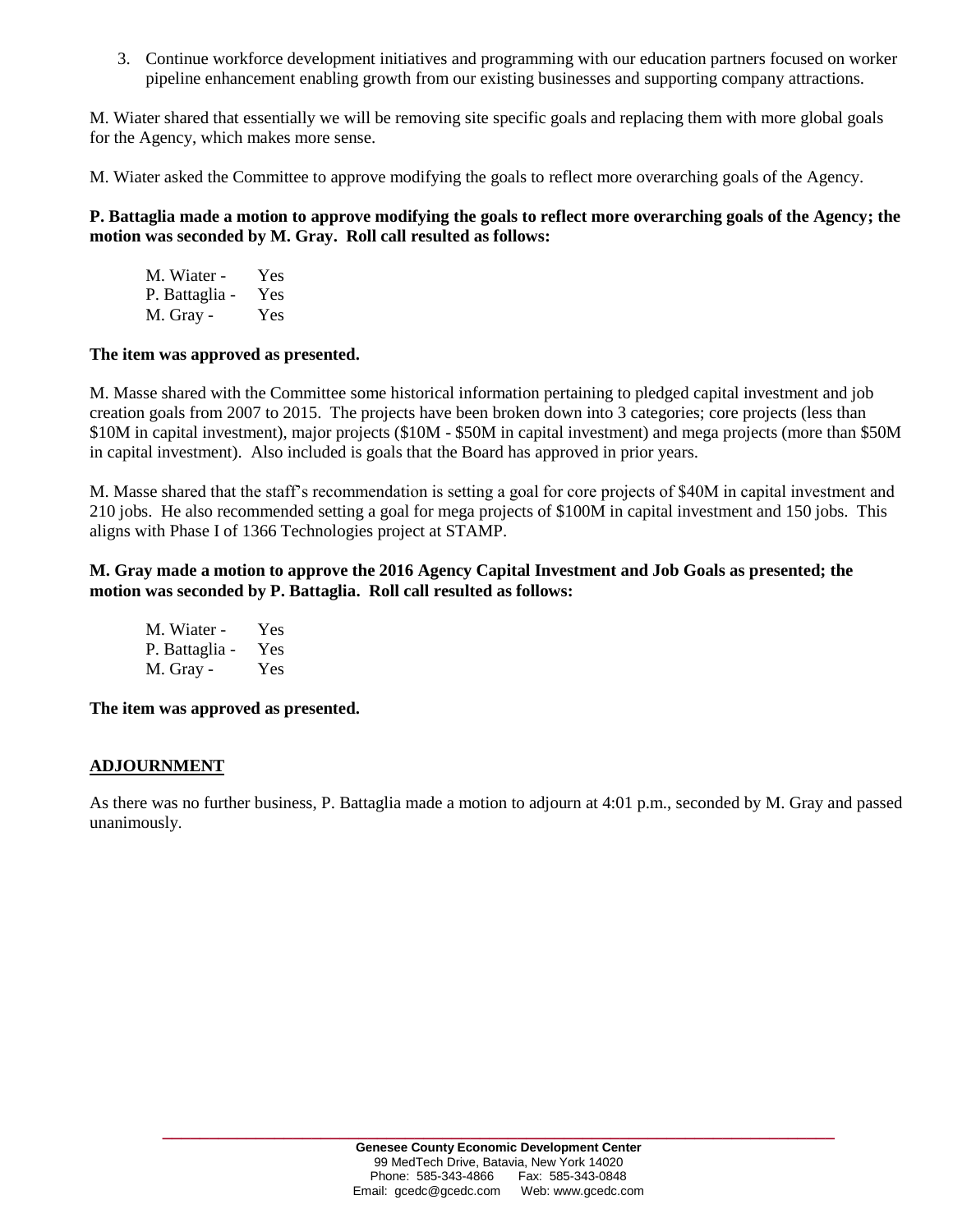3. Continue workforce development initiatives and programming with our education partners focused on worker pipeline enhancement enabling growth from our existing businesses and supporting company attractions.

M. Wiater shared that essentially we will be removing site specific goals and replacing them with more global goals for the Agency, which makes more sense.

M. Wiater asked the Committee to approve modifying the goals to reflect more overarching goals of the Agency.

**P. Battaglia made a motion to approve modifying the goals to reflect more overarching goals of the Agency; the motion was seconded by M. Gray. Roll call resulted as follows:**

M. Wiater - Yes
P. Battaglia - Yes
M. Gray - Yes

**The item was approved as presented.**

M. Masse shared with the Committee some historical information pertaining to pledged capital investment and job creation goals from 2007 to 2015. The projects have been broken down into 3 categories; core projects (less than \$10M in capital investment), major projects (\$10M - \$50M in capital investment) and mega projects (more than \$50M in capital investment). Also included is goals that the Board has approved in prior years.

M. Masse shared that the staff's recommendation is setting a goal for core projects of \$40M in capital investment and 210 jobs. He also recommended setting a goal for mega projects of \$100M in capital investment and 150 jobs. This aligns with Phase I of 1366 Technologies project at STAMP.

**M. Gray made a motion to approve the 2016 Agency Capital Investment and Job Goals as presented; the motion was seconded by P. Battaglia. Roll call resulted as follows:**

M. Wiater - Yes
P. Battaglia - Yes
M. Gray - Yes

**The item was approved as presented.**

## ADJOURNMENT

As there was no further business, P. Battaglia made a motion to adjourn at 4:01 p.m., seconded by M. Gray and passed unanimously.